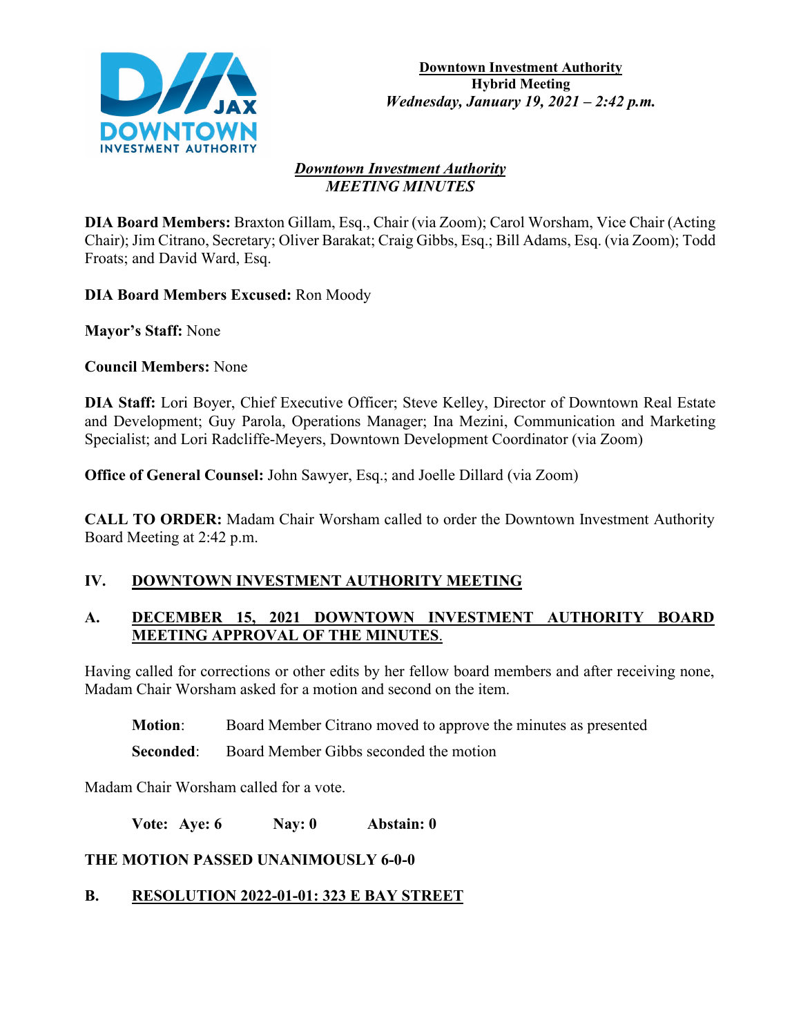**Downtown Investment Authority**
**Hybrid Meeting**
***Wednesday, January 19, 2021 – 2:42 p.m.***

***Downtown Investment Authority***
***MEETING MINUTES***

**DIA Board Members:** Braxton Gillam, Esq., Chair (via Zoom); Carol Worsham, Vice Chair (Acting Chair); Jim Citrano, Secretary; Oliver Barakat; Craig Gibbs, Esq.; Bill Adams, Esq. (via Zoom); Todd Froats; and David Ward, Esq.

**DIA Board Members Excused:** Ron Moody

**Mayor's Staff:** None

**Council Members:** None

**DIA Staff:** Lori Boyer, Chief Executive Officer; Steve Kelley, Director of Downtown Real Estate and Development; Guy Parola, Operations Manager; Ina Mezini, Communication and Marketing Specialist; and Lori Radcliffe-Meyers, Downtown Development Coordinator (via Zoom)

**Office of General Counsel:** John Sawyer, Esq.; and Joelle Dillard (via Zoom)

**CALL TO ORDER:** Madam Chair Worsham called to order the Downtown Investment Authority Board Meeting at 2:42 p.m.

## IV. DOWNTOWN INVESTMENT AUTHORITY MEETING

### A. DECEMBER 15, 2021 DOWNTOWN INVESTMENT AUTHORITY BOARD MEETING APPROVAL OF THE MINUTES.

Having called for corrections or other edits by her fellow board members and after receiving none, Madam Chair Worsham asked for a motion and second on the item.

**Motion**: Board Member Citrano moved to approve the minutes as presented

**Seconded**: Board Member Gibbs seconded the motion

Madam Chair Worsham called for a vote.

**Vote: Aye: 6 Nay: 0 Abstain: 0**

**THE MOTION PASSED UNANIMOUSLY 6-0-0**

### B. RESOLUTION 2022-01-01: 323 E BAY STREET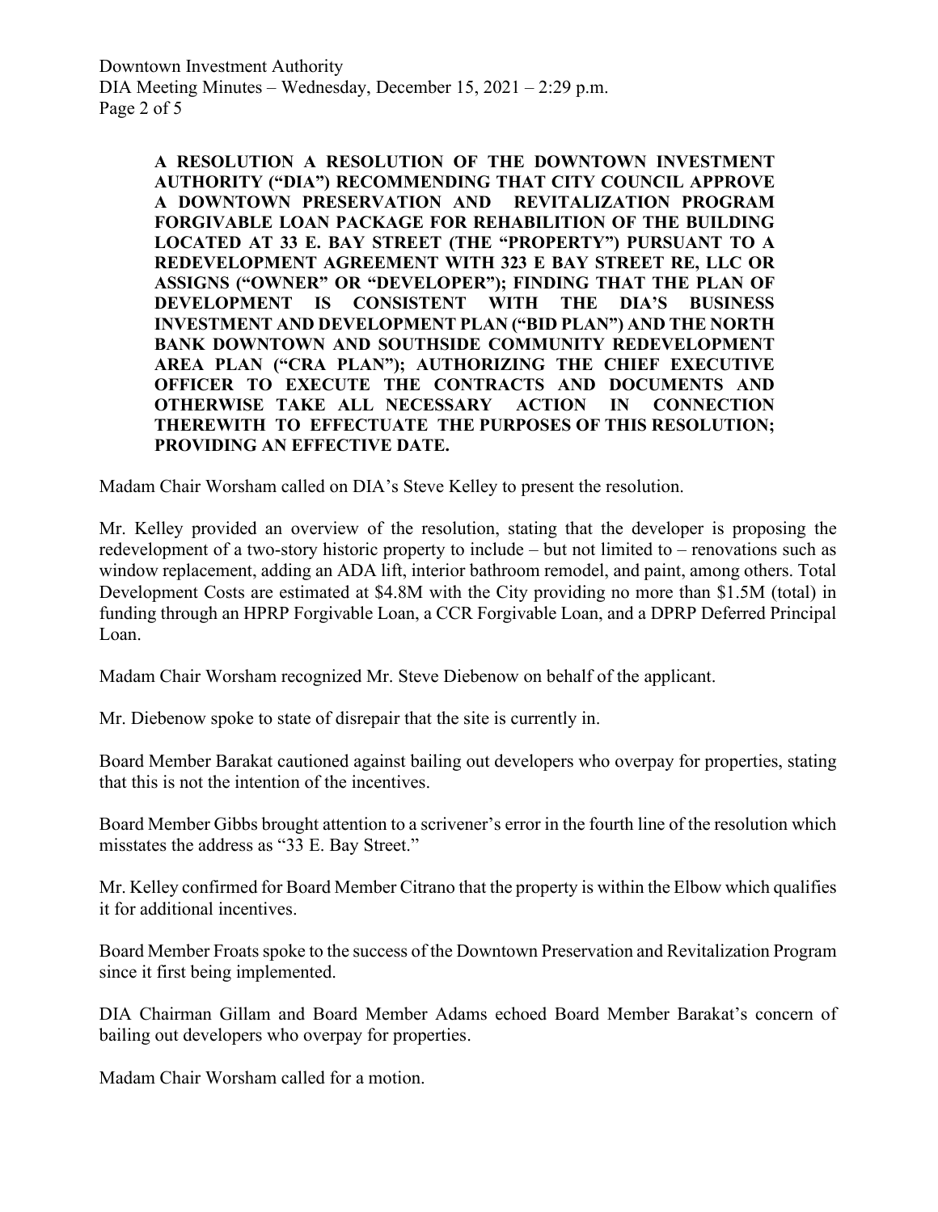**A RESOLUTION A RESOLUTION OF THE DOWNTOWN INVESTMENT AUTHORITY ("DIA") RECOMMENDING THAT CITY COUNCIL APPROVE A DOWNTOWN PRESERVATION AND REVITALIZATION PROGRAM FORGIVABLE LOAN PACKAGE FOR REHABILITION OF THE BUILDING LOCATED AT 33 E. BAY STREET (THE "PROPERTY") PURSUANT TO A REDEVELOPMENT AGREEMENT WITH 323 E BAY STREET RE, LLC OR ASSIGNS ("OWNER" OR "DEVELOPER"); FINDING THAT THE PLAN OF DEVELOPMENT IS CONSISTENT WITH THE DIA'S BUSINESS INVESTMENT AND DEVELOPMENT PLAN ("BID PLAN") AND THE NORTH BANK DOWNTOWN AND SOUTHSIDE COMMUNITY REDEVELOPMENT AREA PLAN ("CRA PLAN"); AUTHORIZING THE CHIEF EXECUTIVE OFFICER TO EXECUTE THE CONTRACTS AND DOCUMENTS AND OTHERWISE TAKE ALL NECESSARY ACTION IN CONNECTION THEREWITH TO EFFECTUATE THE PURPOSES OF THIS RESOLUTION; PROVIDING AN EFFECTIVE DATE.**

Madam Chair Worsham called on DIA's Steve Kelley to present the resolution.

Mr. Kelley provided an overview of the resolution, stating that the developer is proposing the redevelopment of a two-story historic property to include – but not limited to – renovations such as window replacement, adding an ADA lift, interior bathroom remodel, and paint, among others. Total Development Costs are estimated at $4.8M with the City providing no more than $1.5M (total) in funding through an HPRP Forgivable Loan, a CCR Forgivable Loan, and a DPRP Deferred Principal Loan.

Madam Chair Worsham recognized Mr. Steve Diebenow on behalf of the applicant.

Mr. Diebenow spoke to state of disrepair that the site is currently in.

Board Member Barakat cautioned against bailing out developers who overpay for properties, stating that this is not the intention of the incentives.

Board Member Gibbs brought attention to a scrivener's error in the fourth line of the resolution which misstates the address as "33 E. Bay Street."

Mr. Kelley confirmed for Board Member Citrano that the property is within the Elbow which qualifies it for additional incentives.

Board Member Froats spoke to the success of the Downtown Preservation and Revitalization Program since it first being implemented.

DIA Chairman Gillam and Board Member Adams echoed Board Member Barakat's concern of bailing out developers who overpay for properties.

Madam Chair Worsham called for a motion.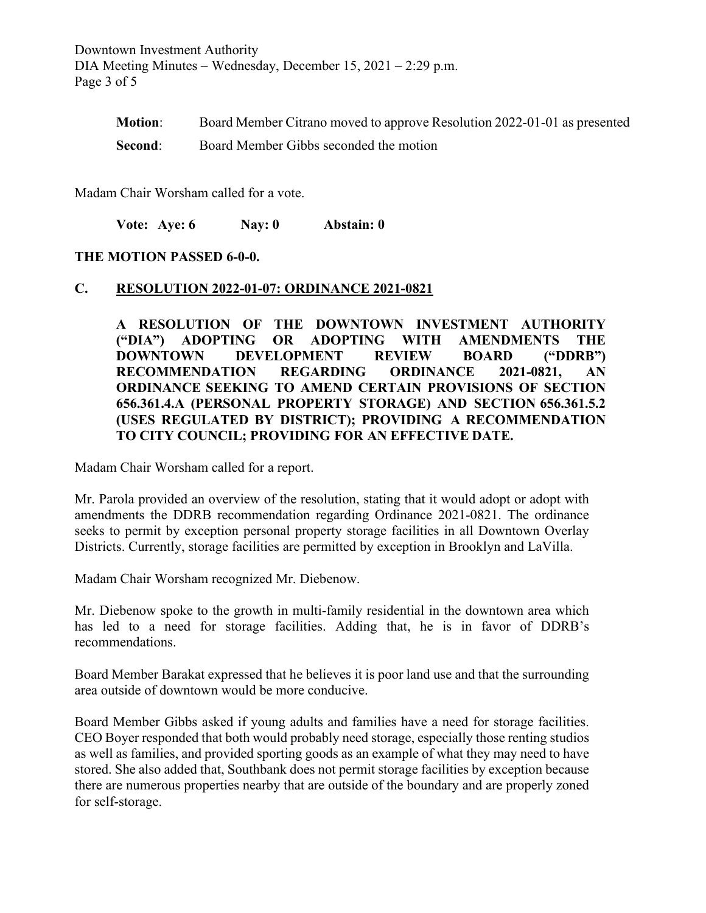**Motion**: Board Member Citrano moved to approve Resolution 2022-01-01 as presented

**Second**: Board Member Gibbs seconded the motion

Madam Chair Worsham called for a vote.

**Vote: Aye: 6 Nay: 0 Abstain: 0**

**THE MOTION PASSED 6-0-0.**

## C. RESOLUTION 2022-01-07: ORDINANCE 2021-0821

**A RESOLUTION OF THE DOWNTOWN INVESTMENT AUTHORITY ("DIA") ADOPTING OR ADOPTING WITH AMENDMENTS THE DOWNTOWN DEVELOPMENT REVIEW BOARD ("DDRB") RECOMMENDATION REGARDING ORDINANCE 2021-0821, AN ORDINANCE SEEKING TO AMEND CERTAIN PROVISIONS OF SECTION 656.361.4.A (PERSONAL PROPERTY STORAGE) AND SECTION 656.361.5.2 (USES REGULATED BY DISTRICT); PROVIDING A RECOMMENDATION TO CITY COUNCIL; PROVIDING FOR AN EFFECTIVE DATE.**

Madam Chair Worsham called for a report.

Mr. Parola provided an overview of the resolution, stating that it would adopt or adopt with amendments the DDRB recommendation regarding Ordinance 2021-0821. The ordinance seeks to permit by exception personal property storage facilities in all Downtown Overlay Districts. Currently, storage facilities are permitted by exception in Brooklyn and LaVilla.

Madam Chair Worsham recognized Mr. Diebenow.

Mr. Diebenow spoke to the growth in multi-family residential in the downtown area which has led to a need for storage facilities. Adding that, he is in favor of DDRB's recommendations.

Board Member Barakat expressed that he believes it is poor land use and that the surrounding area outside of downtown would be more conducive.

Board Member Gibbs asked if young adults and families have a need for storage facilities. CEO Boyer responded that both would probably need storage, especially those renting studios as well as families, and provided sporting goods as an example of what they may need to have stored. She also added that, Southbank does not permit storage facilities by exception because there are numerous properties nearby that are outside of the boundary and are properly zoned for self-storage.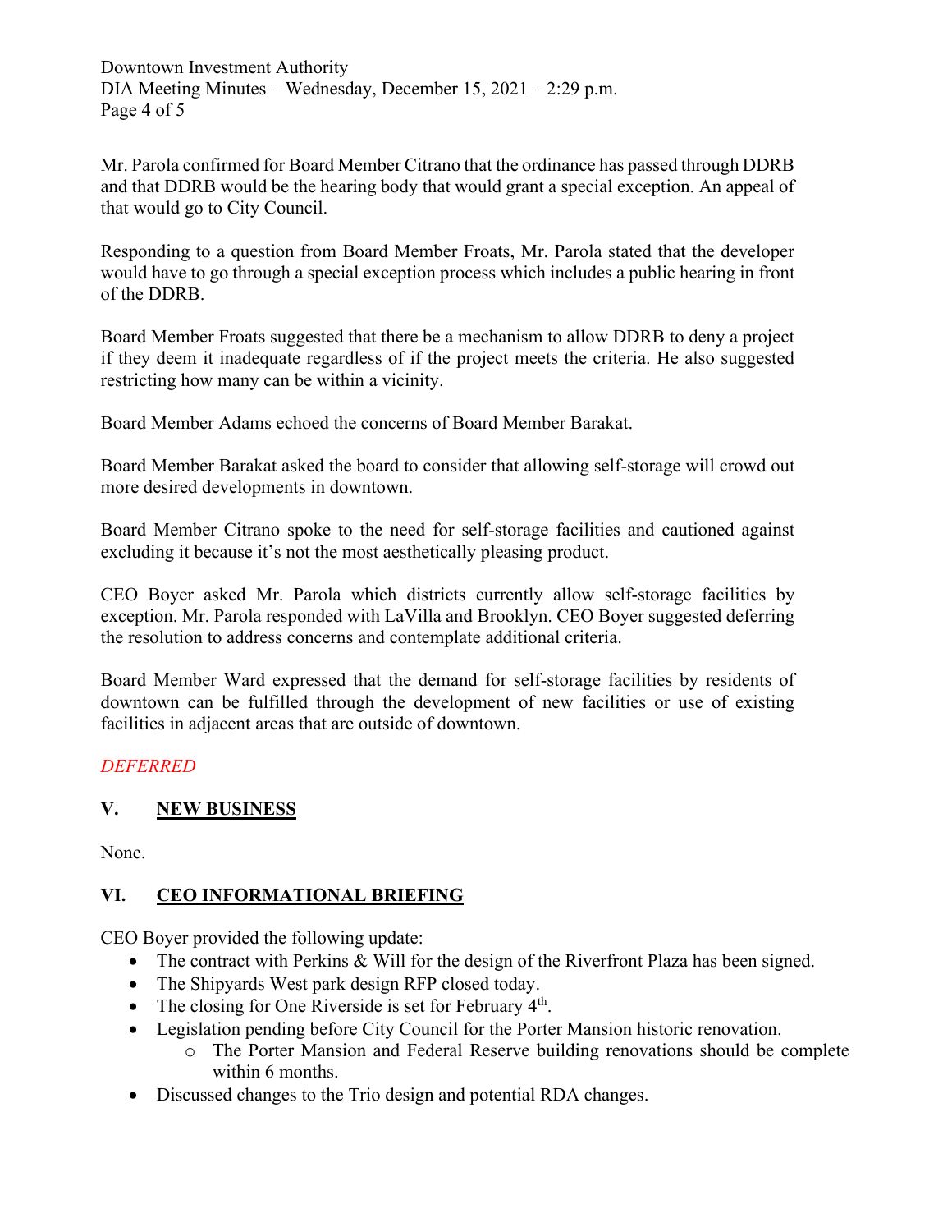Mr. Parola confirmed for Board Member Citrano that the ordinance has passed through DDRB and that DDRB would be the hearing body that would grant a special exception. An appeal of that would go to City Council.

Responding to a question from Board Member Froats, Mr. Parola stated that the developer would have to go through a special exception process which includes a public hearing in front of the DDRB.

Board Member Froats suggested that there be a mechanism to allow DDRB to deny a project if they deem it inadequate regardless of if the project meets the criteria. He also suggested restricting how many can be within a vicinity.

Board Member Adams echoed the concerns of Board Member Barakat.

Board Member Barakat asked the board to consider that allowing self-storage will crowd out more desired developments in downtown.

Board Member Citrano spoke to the need for self-storage facilities and cautioned against excluding it because it's not the most aesthetically pleasing product.

CEO Boyer asked Mr. Parola which districts currently allow self-storage facilities by exception. Mr. Parola responded with LaVilla and Brooklyn. CEO Boyer suggested deferring the resolution to address concerns and contemplate additional criteria.

Board Member Ward expressed that the demand for self-storage facilities by residents of downtown can be fulfilled through the development of new facilities or use of existing facilities in adjacent areas that are outside of downtown.

*DEFERRED*

## V. NEW BUSINESS

None.

## VI. CEO INFORMATIONAL BRIEFING

CEO Boyer provided the following update:

- The contract with Perkins & Will for the design of the Riverfront Plaza has been signed.
- The Shipyards West park design RFP closed today.
- The closing for One Riverside is set for February 4th.
- Legislation pending before City Council for the Porter Mansion historic renovation.
  - The Porter Mansion and Federal Reserve building renovations should be complete within 6 months.
- Discussed changes to the Trio design and potential RDA changes.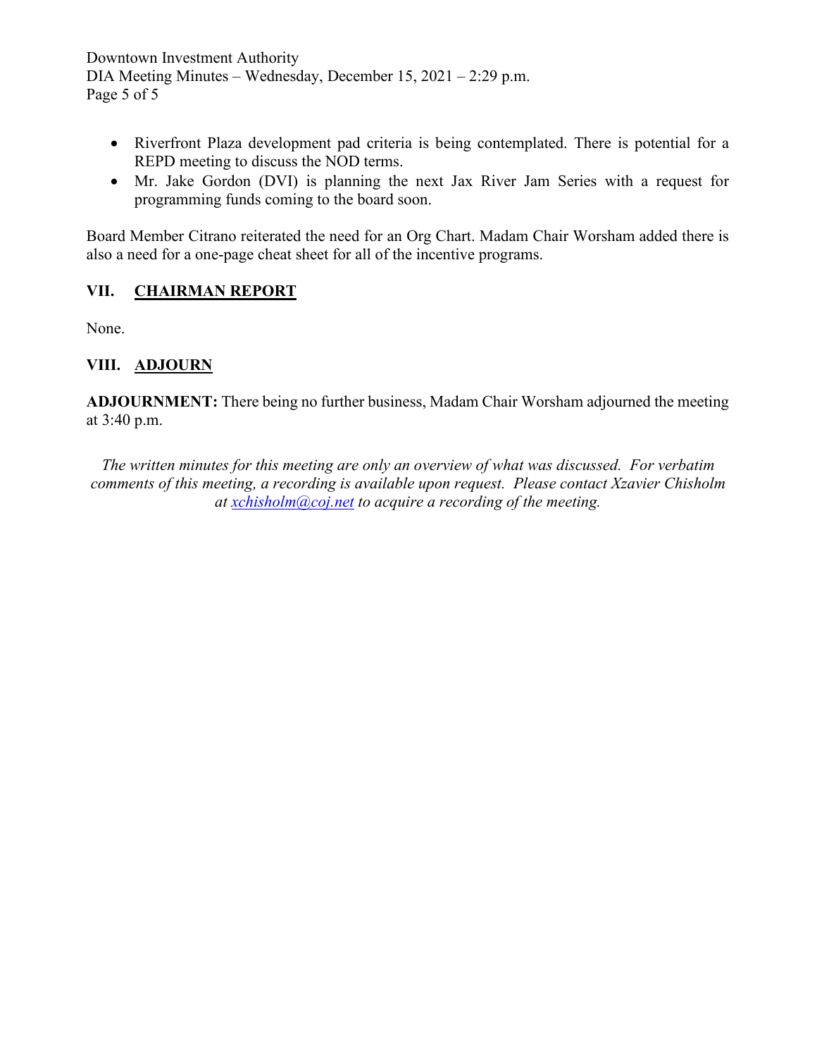- Riverfront Plaza development pad criteria is being contemplated. There is potential for a REPD meeting to discuss the NOD terms.
- Mr. Jake Gordon (DVI) is planning the next Jax River Jam Series with a request for programming funds coming to the board soon.

Board Member Citrano reiterated the need for an Org Chart. Madam Chair Worsham added there is also a need for a one-page cheat sheet for all of the incentive programs.

## VII. CHAIRMAN REPORT

None.

## VIII. ADJOURN

**ADJOURNMENT:** There being no further business, Madam Chair Worsham adjourned the meeting at 3:40 p.m.

*The written minutes for this meeting are only an overview of what was discussed. For verbatim comments of this meeting, a recording is available upon request. Please contact Xzavier Chisholm at xchisholm@coj.net to acquire a recording of the meeting.*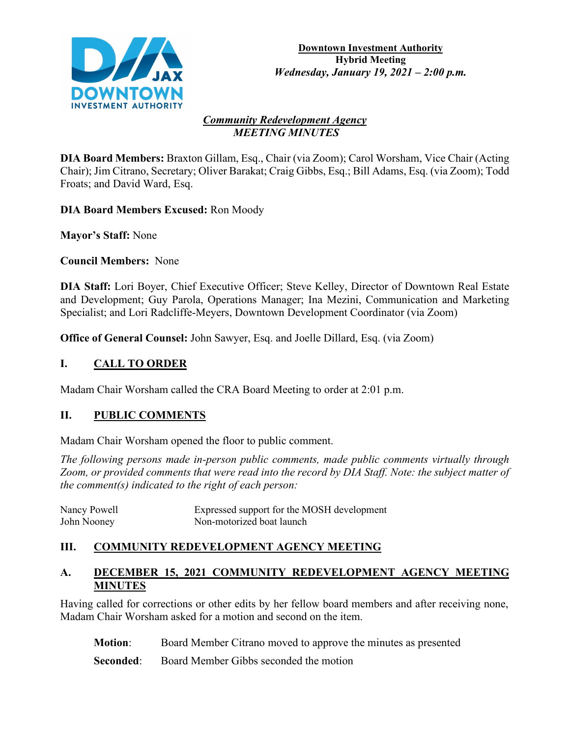**Downtown Investment Authority**
**Hybrid Meeting**
***Wednesday, January 19, 2021 – 2:00 p.m.***

***Community Redevelopment Agency***
***MEETING MINUTES***

**DIA Board Members:** Braxton Gillam, Esq., Chair (via Zoom); Carol Worsham, Vice Chair (Acting Chair); Jim Citrano, Secretary; Oliver Barakat; Craig Gibbs, Esq.; Bill Adams, Esq. (via Zoom); Todd Froats; and David Ward, Esq.

**DIA Board Members Excused:** Ron Moody

**Mayor's Staff:** None

**Council Members:** None

**DIA Staff:** Lori Boyer, Chief Executive Officer; Steve Kelley, Director of Downtown Real Estate and Development; Guy Parola, Operations Manager; Ina Mezini, Communication and Marketing Specialist; and Lori Radcliffe-Meyers, Downtown Development Coordinator (via Zoom)

**Office of General Counsel:** John Sawyer, Esq. and Joelle Dillard, Esq. (via Zoom)

## I. CALL TO ORDER

Madam Chair Worsham called the CRA Board Meeting to order at 2:01 p.m.

## II. PUBLIC COMMENTS

Madam Chair Worsham opened the floor to public comment.

*The following persons made in-person public comments, made public comments virtually through Zoom, or provided comments that were read into the record by DIA Staff. Note: the subject matter of the comment(s) indicated to the right of each person:*

| | |
|---|---|
| Nancy Powell | Expressed support for the MOSH development |
| John Nooney | Non-motorized boat launch |

## III. COMMUNITY REDEVELOPMENT AGENCY MEETING

### A. DECEMBER 15, 2021 COMMUNITY REDEVELOPMENT AGENCY MEETING MINUTES

Having called for corrections or other edits by her fellow board members and after receiving none, Madam Chair Worsham asked for a motion and second on the item.

**Motion**: Board Member Citrano moved to approve the minutes as presented

**Seconded**: Board Member Gibbs seconded the motion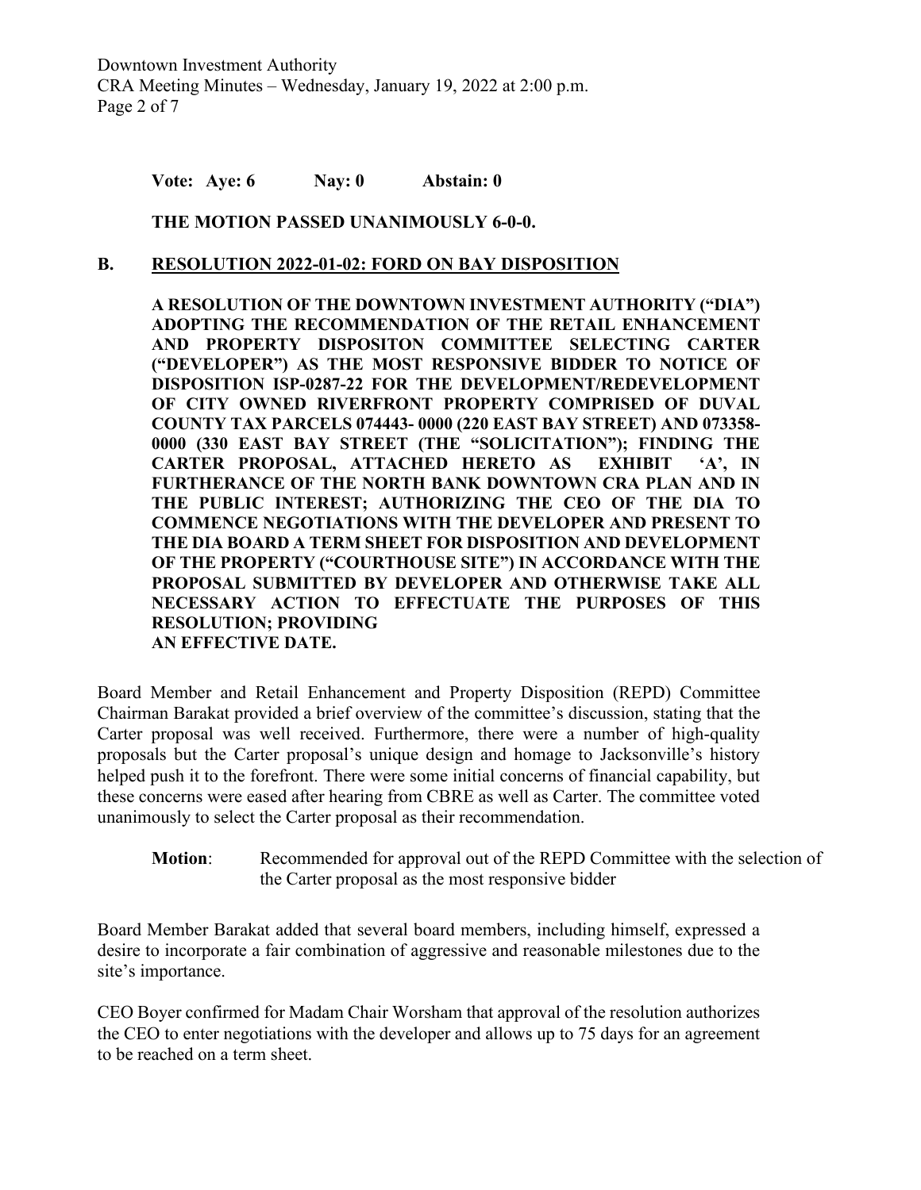**Vote: Aye: 6 Nay: 0 Abstain: 0**

**THE MOTION PASSED UNANIMOUSLY 6-0-0.**

## B. RESOLUTION 2022-01-02: FORD ON BAY DISPOSITION

**A RESOLUTION OF THE DOWNTOWN INVESTMENT AUTHORITY ("DIA") ADOPTING THE RECOMMENDATION OF THE RETAIL ENHANCEMENT AND PROPERTY DISPOSITON COMMITTEE SELECTING CARTER ("DEVELOPER") AS THE MOST RESPONSIVE BIDDER TO NOTICE OF DISPOSITION ISP-0287-22 FOR THE DEVELOPMENT/REDEVELOPMENT OF CITY OWNED RIVERFRONT PROPERTY COMPRISED OF DUVAL COUNTY TAX PARCELS 074443- 0000 (220 EAST BAY STREET) AND 073358-0000 (330 EAST BAY STREET (THE "SOLICITATION"); FINDING THE CARTER PROPOSAL, ATTACHED HERETO AS EXHIBIT 'A', IN FURTHERANCE OF THE NORTH BANK DOWNTOWN CRA PLAN AND IN THE PUBLIC INTEREST; AUTHORIZING THE CEO OF THE DIA TO COMMENCE NEGOTIATIONS WITH THE DEVELOPER AND PRESENT TO THE DIA BOARD A TERM SHEET FOR DISPOSITION AND DEVELOPMENT OF THE PROPERTY ("COURTHOUSE SITE") IN ACCORDANCE WITH THE PROPOSAL SUBMITTED BY DEVELOPER AND OTHERWISE TAKE ALL NECESSARY ACTION TO EFFECTUATE THE PURPOSES OF THIS RESOLUTION; PROVIDING AN EFFECTIVE DATE.**

Board Member and Retail Enhancement and Property Disposition (REPD) Committee Chairman Barakat provided a brief overview of the committee's discussion, stating that the Carter proposal was well received. Furthermore, there were a number of high-quality proposals but the Carter proposal's unique design and homage to Jacksonville's history helped push it to the forefront. There were some initial concerns of financial capability, but these concerns were eased after hearing from CBRE as well as Carter. The committee voted unanimously to select the Carter proposal as their recommendation.

**Motion**: Recommended for approval out of the REPD Committee with the selection of the Carter proposal as the most responsive bidder

Board Member Barakat added that several board members, including himself, expressed a desire to incorporate a fair combination of aggressive and reasonable milestones due to the site's importance.

CEO Boyer confirmed for Madam Chair Worsham that approval of the resolution authorizes the CEO to enter negotiations with the developer and allows up to 75 days for an agreement to be reached on a term sheet.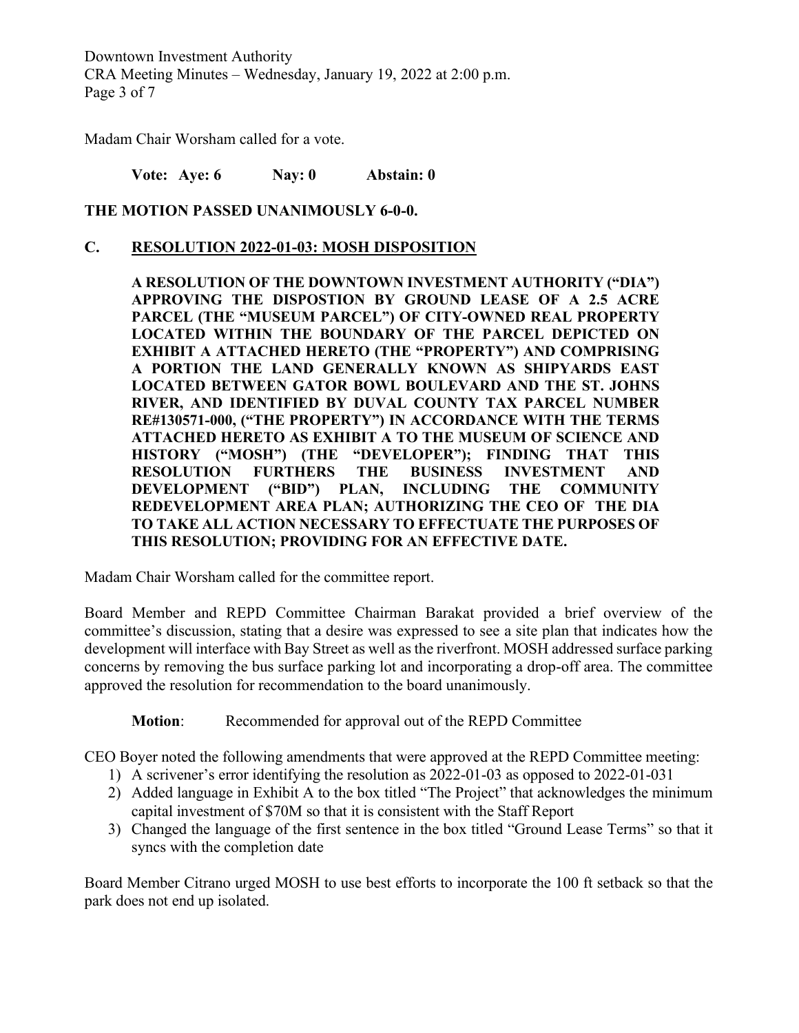Madam Chair Worsham called for a vote.

**Vote: Aye: 6 Nay: 0 Abstain: 0**

**THE MOTION PASSED UNANIMOUSLY 6-0-0.**

## C. RESOLUTION 2022-01-03: MOSH DISPOSITION

**A RESOLUTION OF THE DOWNTOWN INVESTMENT AUTHORITY ("DIA") APPROVING THE DISPOSTION BY GROUND LEASE OF A 2.5 ACRE PARCEL (THE "MUSEUM PARCEL") OF CITY-OWNED REAL PROPERTY LOCATED WITHIN THE BOUNDARY OF THE PARCEL DEPICTED ON EXHIBIT A ATTACHED HERETO (THE "PROPERTY") AND COMPRISING A PORTION THE LAND GENERALLY KNOWN AS SHIPYARDS EAST LOCATED BETWEEN GATOR BOWL BOULEVARD AND THE ST. JOHNS RIVER, AND IDENTIFIED BY DUVAL COUNTY TAX PARCEL NUMBER RE#130571-000, ("THE PROPERTY") IN ACCORDANCE WITH THE TERMS ATTACHED HERETO AS EXHIBIT A TO THE MUSEUM OF SCIENCE AND HISTORY ("MOSH") (THE "DEVELOPER"); FINDING THAT THIS RESOLUTION FURTHERS THE BUSINESS INVESTMENT AND DEVELOPMENT ("BID") PLAN, INCLUDING THE COMMUNITY REDEVELOPMENT AREA PLAN; AUTHORIZING THE CEO OF THE DIA TO TAKE ALL ACTION NECESSARY TO EFFECTUATE THE PURPOSES OF THIS RESOLUTION; PROVIDING FOR AN EFFECTIVE DATE.**

Madam Chair Worsham called for the committee report.

Board Member and REPD Committee Chairman Barakat provided a brief overview of the committee's discussion, stating that a desire was expressed to see a site plan that indicates how the development will interface with Bay Street as well as the riverfront. MOSH addressed surface parking concerns by removing the bus surface parking lot and incorporating a drop-off area. The committee approved the resolution for recommendation to the board unanimously.

**Motion**: Recommended for approval out of the REPD Committee

CEO Boyer noted the following amendments that were approved at the REPD Committee meeting:

1) A scrivener's error identifying the resolution as 2022-01-03 as opposed to 2022-01-031
2) Added language in Exhibit A to the box titled "The Project" that acknowledges the minimum capital investment of $70M so that it is consistent with the Staff Report
3) Changed the language of the first sentence in the box titled "Ground Lease Terms" so that it syncs with the completion date

Board Member Citrano urged MOSH to use best efforts to incorporate the 100 ft setback so that the park does not end up isolated.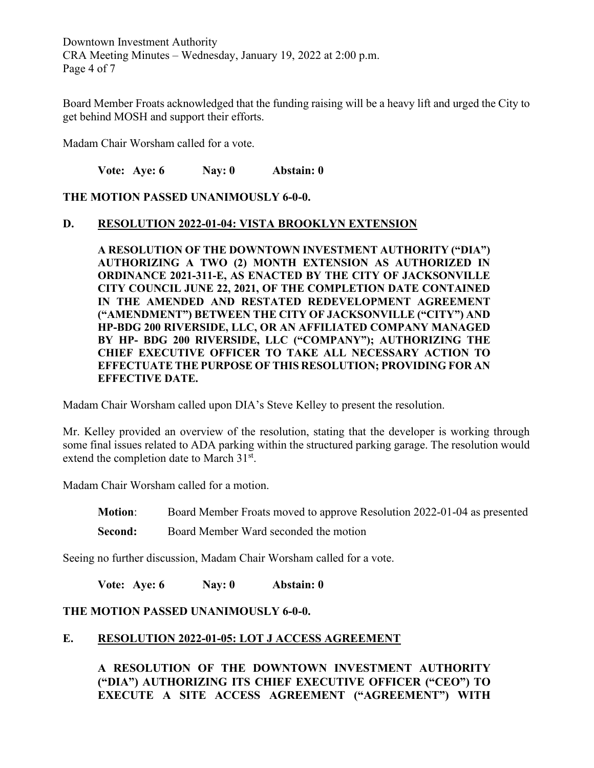Board Member Froats acknowledged that the funding raising will be a heavy lift and urged the City to get behind MOSH and support their efforts.

Madam Chair Worsham called for a vote.

**Vote: Aye: 6 Nay: 0 Abstain: 0**

**THE MOTION PASSED UNANIMOUSLY 6-0-0.**

## D. RESOLUTION 2022-01-04: VISTA BROOKLYN EXTENSION

**A RESOLUTION OF THE DOWNTOWN INVESTMENT AUTHORITY ("DIA") AUTHORIZING A TWO (2) MONTH EXTENSION AS AUTHORIZED IN ORDINANCE 2021-311-E, AS ENACTED BY THE CITY OF JACKSONVILLE CITY COUNCIL JUNE 22, 2021, OF THE COMPLETION DATE CONTAINED IN THE AMENDED AND RESTATED REDEVELOPMENT AGREEMENT ("AMENDMENT") BETWEEN THE CITY OF JACKSONVILLE ("CITY") AND HP-BDG 200 RIVERSIDE, LLC, OR AN AFFILIATED COMPANY MANAGED BY HP- BDG 200 RIVERSIDE, LLC ("COMPANY"); AUTHORIZING THE CHIEF EXECUTIVE OFFICER TO TAKE ALL NECESSARY ACTION TO EFFECTUATE THE PURPOSE OF THIS RESOLUTION; PROVIDING FOR AN EFFECTIVE DATE.**

Madam Chair Worsham called upon DIA's Steve Kelley to present the resolution.

Mr. Kelley provided an overview of the resolution, stating that the developer is working through some final issues related to ADA parking within the structured parking garage. The resolution would extend the completion date to March 31st.

Madam Chair Worsham called for a motion.

**Motion**: Board Member Froats moved to approve Resolution 2022-01-04 as presented

**Second:** Board Member Ward seconded the motion

Seeing no further discussion, Madam Chair Worsham called for a vote.

**Vote: Aye: 6 Nay: 0 Abstain: 0**

**THE MOTION PASSED UNANIMOUSLY 6-0-0.**

## E. RESOLUTION 2022-01-05: LOT J ACCESS AGREEMENT

**A RESOLUTION OF THE DOWNTOWN INVESTMENT AUTHORITY ("DIA") AUTHORIZING ITS CHIEF EXECUTIVE OFFICER ("CEO") TO EXECUTE A SITE ACCESS AGREEMENT ("AGREEMENT") WITH**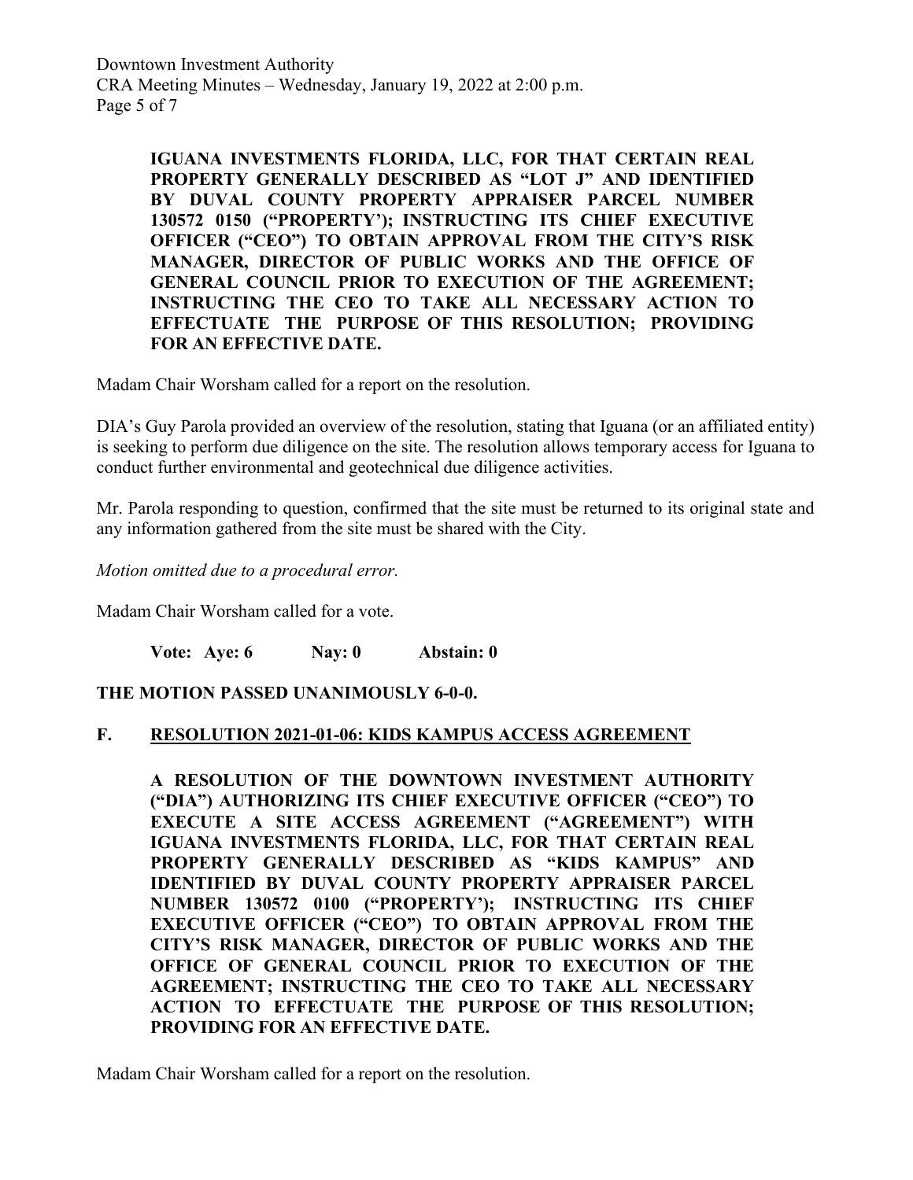**IGUANA INVESTMENTS FLORIDA, LLC, FOR THAT CERTAIN REAL PROPERTY GENERALLY DESCRIBED AS "LOT J" AND IDENTIFIED BY DUVAL COUNTY PROPERTY APPRAISER PARCEL NUMBER 130572 0150 ("PROPERTY'); INSTRUCTING ITS CHIEF EXECUTIVE OFFICER ("CEO") TO OBTAIN APPROVAL FROM THE CITY'S RISK MANAGER, DIRECTOR OF PUBLIC WORKS AND THE OFFICE OF GENERAL COUNCIL PRIOR TO EXECUTION OF THE AGREEMENT; INSTRUCTING THE CEO TO TAKE ALL NECESSARY ACTION TO EFFECTUATE THE PURPOSE OF THIS RESOLUTION; PROVIDING FOR AN EFFECTIVE DATE.**

Madam Chair Worsham called for a report on the resolution.

DIA's Guy Parola provided an overview of the resolution, stating that Iguana (or an affiliated entity) is seeking to perform due diligence on the site. The resolution allows temporary access for Iguana to conduct further environmental and geotechnical due diligence activities.

Mr. Parola responding to question, confirmed that the site must be returned to its original state and any information gathered from the site must be shared with the City.

*Motion omitted due to a procedural error.*

Madam Chair Worsham called for a vote.

**Vote: Aye: 6 Nay: 0 Abstain: 0**

**THE MOTION PASSED UNANIMOUSLY 6-0-0.**

## F. RESOLUTION 2021-01-06: KIDS KAMPUS ACCESS AGREEMENT

**A RESOLUTION OF THE DOWNTOWN INVESTMENT AUTHORITY ("DIA") AUTHORIZING ITS CHIEF EXECUTIVE OFFICER ("CEO") TO EXECUTE A SITE ACCESS AGREEMENT ("AGREEMENT") WITH IGUANA INVESTMENTS FLORIDA, LLC, FOR THAT CERTAIN REAL PROPERTY GENERALLY DESCRIBED AS "KIDS KAMPUS" AND IDENTIFIED BY DUVAL COUNTY PROPERTY APPRAISER PARCEL NUMBER 130572 0100 ("PROPERTY'); INSTRUCTING ITS CHIEF EXECUTIVE OFFICER ("CEO") TO OBTAIN APPROVAL FROM THE CITY'S RISK MANAGER, DIRECTOR OF PUBLIC WORKS AND THE OFFICE OF GENERAL COUNCIL PRIOR TO EXECUTION OF THE AGREEMENT; INSTRUCTING THE CEO TO TAKE ALL NECESSARY ACTION TO EFFECTUATE THE PURPOSE OF THIS RESOLUTION; PROVIDING FOR AN EFFECTIVE DATE.**

Madam Chair Worsham called for a report on the resolution.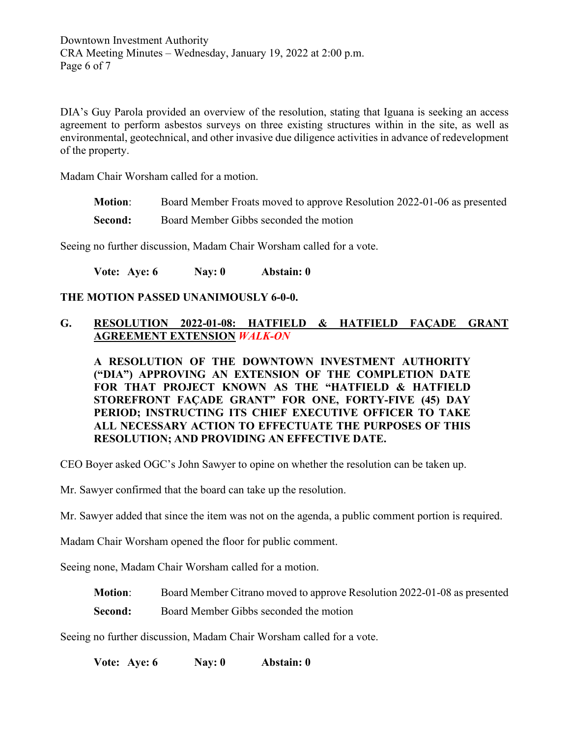DIA's Guy Parola provided an overview of the resolution, stating that Iguana is seeking an access agreement to perform asbestos surveys on three existing structures within in the site, as well as environmental, geotechnical, and other invasive due diligence activities in advance of redevelopment of the property.

Madam Chair Worsham called for a motion.

> **Motion**: Board Member Froats moved to approve Resolution 2022-01-06 as presented
>
> **Second:** Board Member Gibbs seconded the motion

Seeing no further discussion, Madam Chair Worsham called for a vote.

> **Vote: Aye: 6 Nay: 0 Abstain: 0**

**THE MOTION PASSED UNANIMOUSLY 6-0-0.**

## G. RESOLUTION 2022-01-08: HATFIELD & HATFIELD FAÇADE GRANT AGREEMENT EXTENSION ***WALK-ON***

**A RESOLUTION OF THE DOWNTOWN INVESTMENT AUTHORITY ("DIA") APPROVING AN EXTENSION OF THE COMPLETION DATE FOR THAT PROJECT KNOWN AS THE "HATFIELD & HATFIELD STOREFRONT FAÇADE GRANT" FOR ONE, FORTY-FIVE (45) DAY PERIOD; INSTRUCTING ITS CHIEF EXECUTIVE OFFICER TO TAKE ALL NECESSARY ACTION TO EFFECTUATE THE PURPOSES OF THIS RESOLUTION; AND PROVIDING AN EFFECTIVE DATE.**

CEO Boyer asked OGC's John Sawyer to opine on whether the resolution can be taken up.

Mr. Sawyer confirmed that the board can take up the resolution.

Mr. Sawyer added that since the item was not on the agenda, a public comment portion is required.

Madam Chair Worsham opened the floor for public comment.

Seeing none, Madam Chair Worsham called for a motion.

> **Motion**: Board Member Citrano moved to approve Resolution 2022-01-08 as presented
>
> **Second:** Board Member Gibbs seconded the motion

Seeing no further discussion, Madam Chair Worsham called for a vote.

> **Vote: Aye: 6 Nay: 0 Abstain: 0**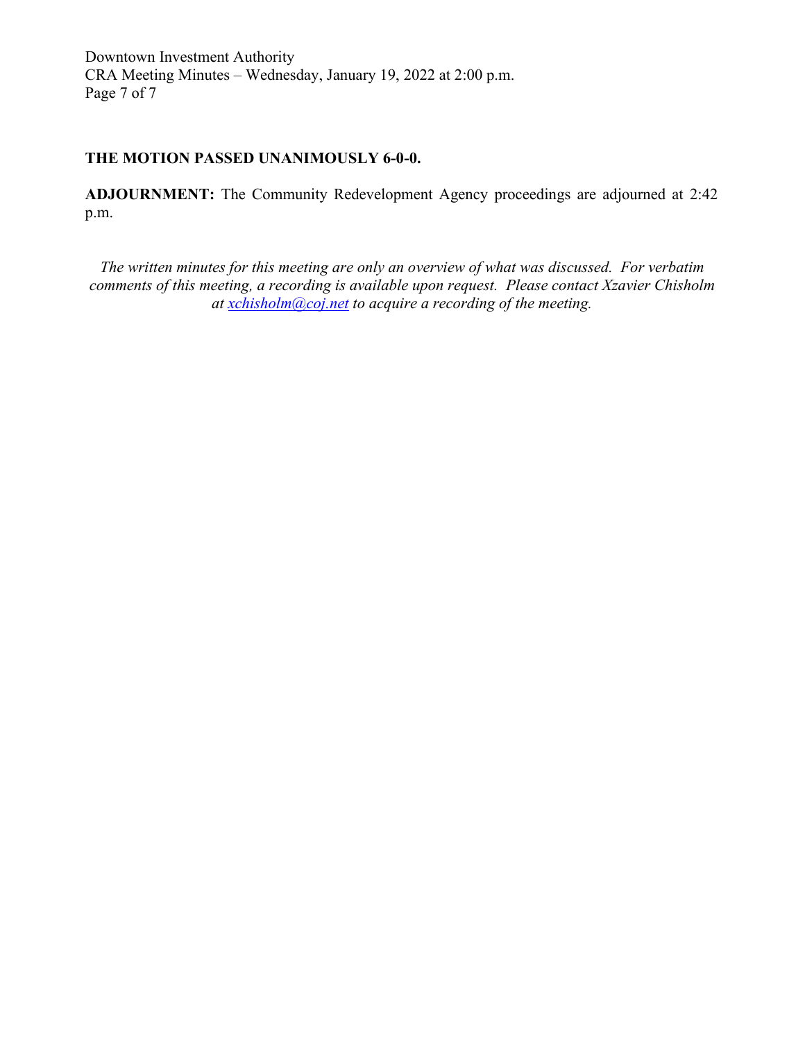**THE MOTION PASSED UNANIMOUSLY 6-0-0.**

**ADJOURNMENT:** The Community Redevelopment Agency proceedings are adjourned at 2:42 p.m.

*The written minutes for this meeting are only an overview of what was discussed. For verbatim comments of this meeting, a recording is available upon request. Please contact Xzavier Chisholm at xchisholm@coj.net to acquire a recording of the meeting.*